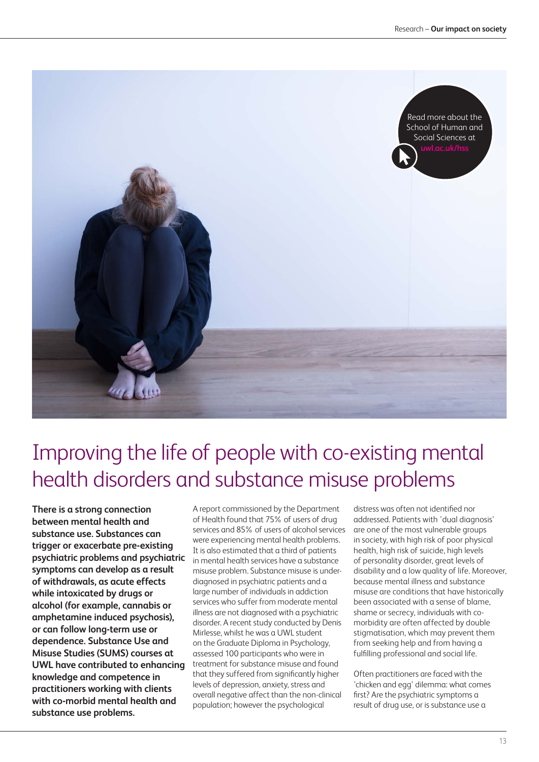Read more about the School of Human and Social Sciences at **uwl.ac.uk/hss**

# Improving the life of people with co-existing mental health disorders and substance misuse problems

**There is a strong connection between mental health and substance use. Substances can trigger or exacerbate pre-existing psychiatric problems and psychiatric symptoms can develop as a result of withdrawals, as acute effects while intoxicated by drugs or alcohol (for example, cannabis or amphetamine induced psychosis), or can follow long-term use or dependence. Substance Use and Misuse Studies (SUMS) courses at UWL have contributed to enhancing knowledge and competence in practitioners working with clients with co-morbid mental health and substance use problems.**

A report commissioned by the Department of Health found that 75% of users of drug services and 85% of users of alcohol services were experiencing mental health problems. It is also estimated that a third of patients in mental health services have a substance misuse problem. Substance misuse is under-diagnosed in psychiatric patients and a large number of individuals in addiction services who suffer from moderate mental illness are not diagnosed with a psychiatric disorder. A recent study conducted by Denis Mirlesse, whilst he was a UWL student on the Graduate Diploma in Psychology, assessed 100 participants who were in treatment for substance misuse and found that they suffered from significantly higher levels of depression, anxiety, stress and overall negative affect than the non-clinical population; however the psychological distress was often not identified nor addressed. Patients with 'dual diagnosis' are one of the most vulnerable groups in society, with high risk of poor physical health, high risk of suicide, high levels of personality disorder, great levels of disability and a low quality of life. Moreover, because mental illness and substance misuse are conditions that have historically been associated with a sense of blame, shame or secrecy, individuals with co-morbidity are often affected by double stigmatisation, which may prevent them from seeking help and from having a fulfilling professional and social life.

Often practitioners are faced with the 'chicken and egg' dilemma: what comes first? Are the psychiatric symptoms a result of drug use, or is substance use a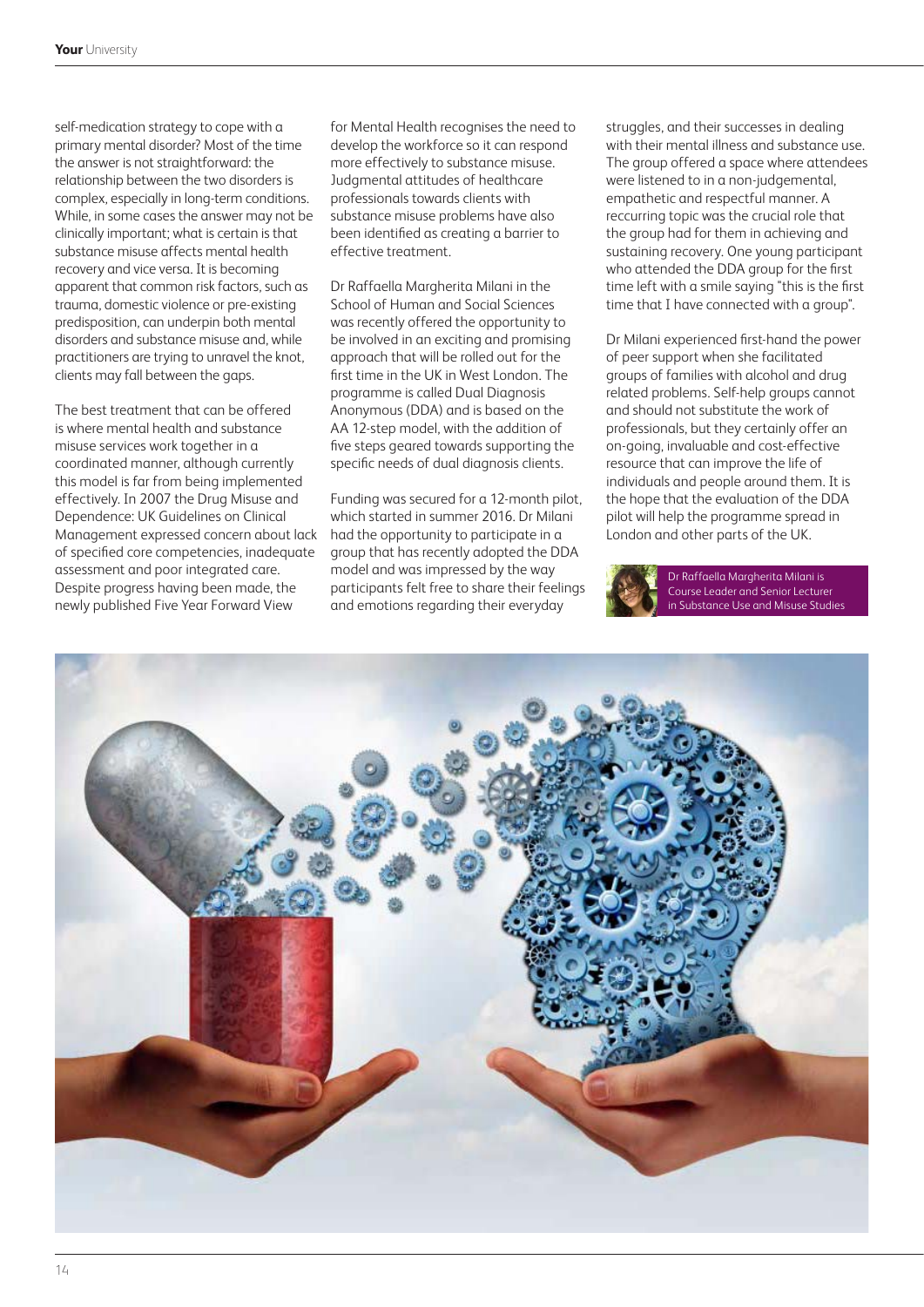self-medication strategy to cope with a primary mental disorder? Most of the time the answer is not straightforward: the relationship between the two disorders is complex, especially in long-term conditions. While, in some cases the answer may not be clinically important; what is certain is that substance misuse affects mental health recovery and vice versa. It is becoming apparent that common risk factors, such as trauma, domestic violence or pre-existing predisposition, can underpin both mental disorders and substance misuse and, while practitioners are trying to unravel the knot, clients may fall between the gaps.

The best treatment that can be offered is where mental health and substance misuse services work together in a coordinated manner, although currently this model is far from being implemented effectively. In 2007 the Drug Misuse and Dependence: UK Guidelines on Clinical Management expressed concern about lack of specified core competencies, inadequate assessment and poor integrated care. Despite progress having been made, the newly published Five Year Forward View for Mental Health recognises the need to develop the workforce so it can respond more effectively to substance misuse. Judgmental attitudes of healthcare professionals towards clients with substance misuse problems have also been identified as creating a barrier to effective treatment.

Dr Raffaella Margherita Milani in the School of Human and Social Sciences was recently offered the opportunity to be involved in an exciting and promising approach that will be rolled out for the first time in the UK in West London. The programme is called Dual Diagnosis Anonymous (DDA) and is based on the AA 12-step model, with the addition of five steps geared towards supporting the specific needs of dual diagnosis clients.

Funding was secured for a 12-month pilot, which started in summer 2016. Dr Milani had the opportunity to participate in a group that has recently adopted the DDA model and was impressed by the way participants felt free to share their feelings and emotions regarding their everyday struggles, and their successes in dealing with their mental illness and substance use. The group offered a space where attendees were listened to in a non-judgemental, empathetic and respectful manner. A reccurring topic was the crucial role that the group had for them in achieving and sustaining recovery. One young participant who attended the DDA group for the first time left with a smile saying "this is the first time that I have connected with a group".

Dr Milani experienced first-hand the power of peer support when she facilitated groups of families with alcohol and drug related problems. Self-help groups cannot and should not substitute the work of professionals, but they certainly offer an on-going, invaluable and cost-effective resource that can improve the life of individuals and people around them. It is the hope that the evaluation of the DDA pilot will help the programme spread in London and other parts of the UK.

Dr Raffaella Margherita Milani is Course Leader and Senior Lecturer in Substance Use and Misuse Studies